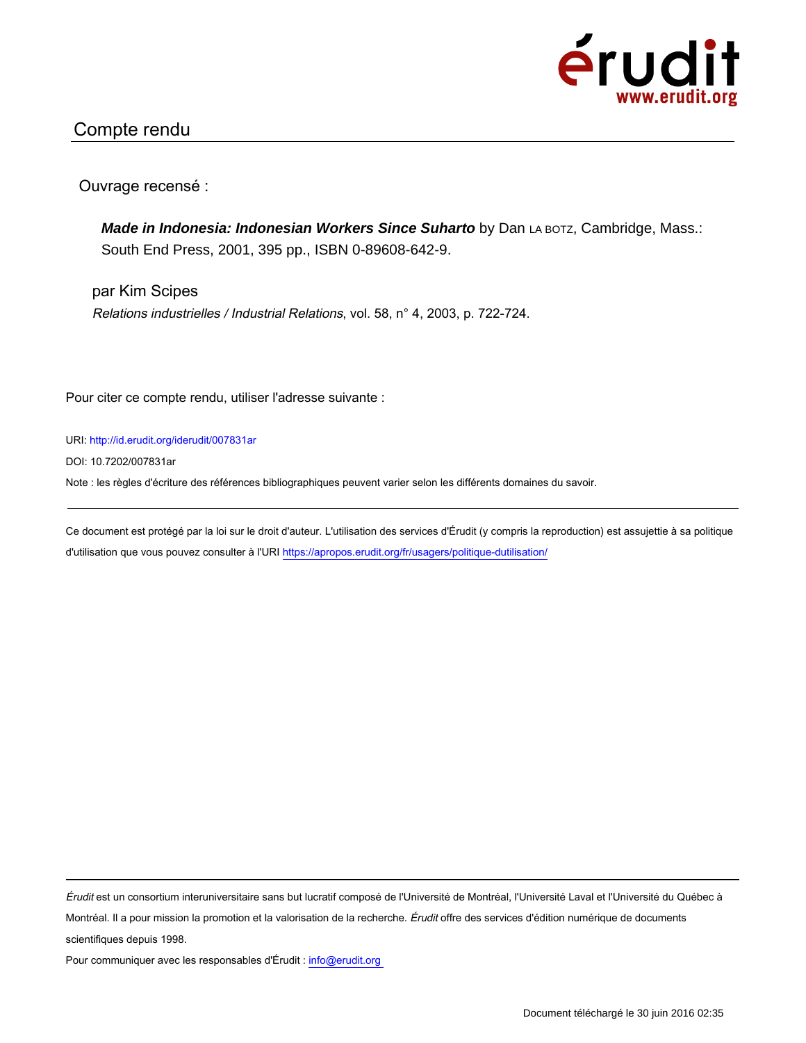érudit
www.erudit.org

## Compte rendu

Ouvrage recensé :

***Made in Indonesia: Indonesian Workers Since Suharto*** by Dan LA BOTZ, Cambridge, Mass.: South End Press, 2001, 395 pp., ISBN 0-89608-642-9.

par Kim Scipes

*Relations industrielles / Industrial Relations*, vol. 58, n° 4, 2003, p. 722-724.

Pour citer ce compte rendu, utiliser l'adresse suivante :

URI: http://id.erudit.org/iderudit/007831ar

DOI: 10.7202/007831ar

Note : les règles d'écriture des références bibliographiques peuvent varier selon les différents domaines du savoir.

---

Ce document est protégé par la loi sur le droit d'auteur. L'utilisation des services d'Érudit (y compris la reproduction) est assujettie à sa politique d'utilisation que vous pouvez consulter à l'URI https://apropos.erudit.org/fr/usagers/politique-dutilisation/

---

*Érudit* est un consortium interuniversitaire sans but lucratif composé de l'Université de Montréal, l'Université Laval et l'Université du Québec à Montréal. Il a pour mission la promotion et la valorisation de la recherche. *Érudit* offre des services d'édition numérique de documents scientifiques depuis 1998.

Pour communiquer avec les responsables d'Érudit : info@erudit.org

Document téléchargé le 30 juin 2016 02:35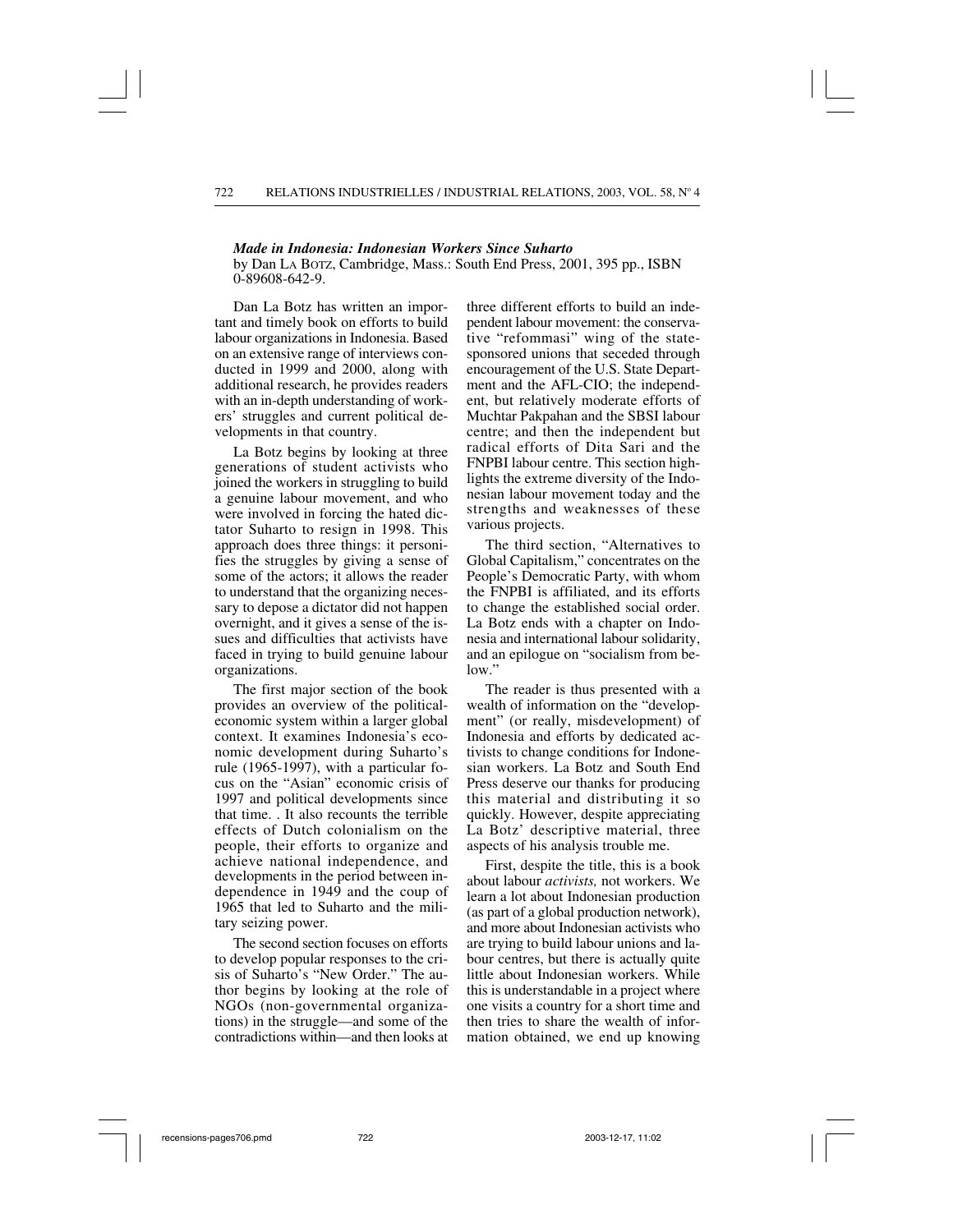***Made in Indonesia: Indonesian Workers Since Suharto***
by Dan LA BOTZ, Cambridge, Mass.: South End Press, 2001, 395 pp., ISBN 0-89608-642-9.

Dan La Botz has written an important and timely book on efforts to build labour organizations in Indonesia. Based on an extensive range of interviews conducted in 1999 and 2000, along with additional research, he provides readers with an in-depth understanding of workers' struggles and current political developments in that country.

La Botz begins by looking at three generations of student activists who joined the workers in struggling to build a genuine labour movement, and who were involved in forcing the hated dictator Suharto to resign in 1998. This approach does three things: it personifies the struggles by giving a sense of some of the actors; it allows the reader to understand that the organizing necessary to depose a dictator did not happen overnight, and it gives a sense of the issues and difficulties that activists have faced in trying to build genuine labour organizations.

The first major section of the book provides an overview of the political-economic system within a larger global context. It examines Indonesia's economic development during Suharto's rule (1965-1997), with a particular focus on the "Asian" economic crisis of 1997 and political developments since that time. . It also recounts the terrible effects of Dutch colonialism on the people, their efforts to organize and achieve national independence, and developments in the period between independence in 1949 and the coup of 1965 that led to Suharto and the military seizing power.

The second section focuses on efforts to develop popular responses to the crisis of Suharto's "New Order." The author begins by looking at the role of NGOs (non-governmental organizations) in the struggle—and some of the contradictions within—and then looks at three different efforts to build an independent labour movement: the conservative "refommasi" wing of the state-sponsored unions that seceded through encouragement of the U.S. State Department and the AFL-CIO; the independent, but relatively moderate efforts of Muchtar Pakpahan and the SBSI labour centre; and then the independent but radical efforts of Dita Sari and the FNPBI labour centre. This section highlights the extreme diversity of the Indonesian labour movement today and the strengths and weaknesses of these various projects.

The third section, "Alternatives to Global Capitalism," concentrates on the People's Democratic Party, with whom the FNPBI is affiliated, and its efforts to change the established social order. La Botz ends with a chapter on Indonesia and international labour solidarity, and an epilogue on "socialism from below."

The reader is thus presented with a wealth of information on the "development" (or really, misdevelopment) of Indonesia and efforts by dedicated activists to change conditions for Indonesian workers. La Botz and South End Press deserve our thanks for producing this material and distributing it so quickly. However, despite appreciating La Botz' descriptive material, three aspects of his analysis trouble me.

First, despite the title, this is a book about labour *activists,* not workers. We learn a lot about Indonesian production (as part of a global production network), and more about Indonesian activists who are trying to build labour unions and labour centres, but there is actually quite little about Indonesian workers. While this is understandable in a project where one visits a country for a short time and then tries to share the wealth of information obtained, we end up knowing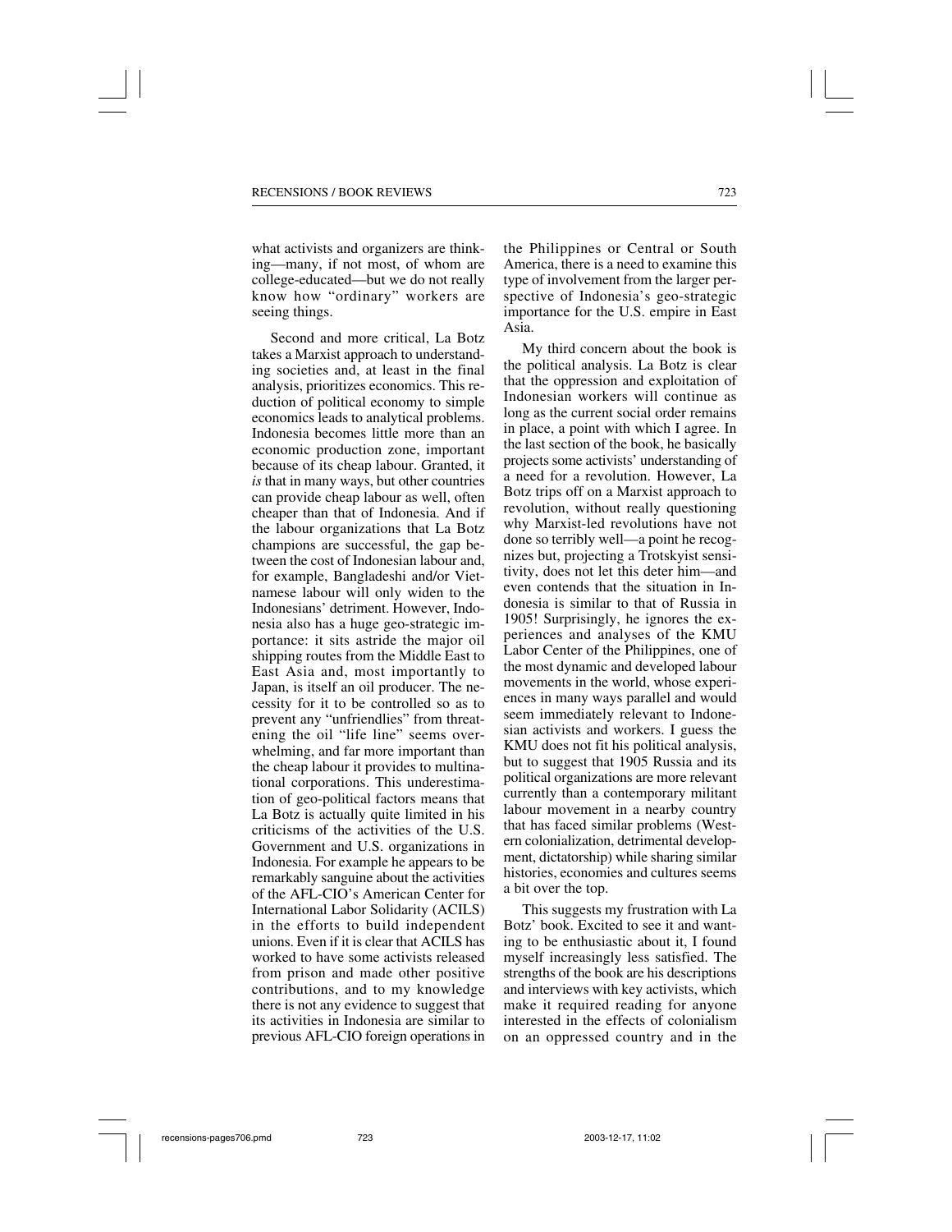what activists and organizers are thinking—many, if not most, of whom are college-educated—but we do not really know how "ordinary" workers are seeing things.

Second and more critical, La Botz takes a Marxist approach to understanding societies and, at least in the final analysis, prioritizes economics. This reduction of political economy to simple economics leads to analytical problems. Indonesia becomes little more than an economic production zone, important because of its cheap labour. Granted, it *is* that in many ways, but other countries can provide cheap labour as well, often cheaper than that of Indonesia. And if the labour organizations that La Botz champions are successful, the gap between the cost of Indonesian labour and, for example, Bangladeshi and/or Vietnamese labour will only widen to the Indonesians' detriment. However, Indonesia also has a huge geo-strategic importance: it sits astride the major oil shipping routes from the Middle East to East Asia and, most importantly to Japan, is itself an oil producer. The necessity for it to be controlled so as to prevent any "unfriendlies" from threatening the oil "life line" seems overwhelming, and far more important than the cheap labour it provides to multinational corporations. This underestimation of geo-political factors means that La Botz is actually quite limited in his criticisms of the activities of the U.S. Government and U.S. organizations in Indonesia. For example he appears to be remarkably sanguine about the activities of the AFL-CIO's American Center for International Labor Solidarity (ACILS) in the efforts to build independent unions. Even if it is clear that ACILS has worked to have some activists released from prison and made other positive contributions, and to my knowledge there is not any evidence to suggest that its activities in Indonesia are similar to previous AFL-CIO foreign operations in the Philippines or Central or South America, there is a need to examine this type of involvement from the larger perspective of Indonesia's geo-strategic importance for the U.S. empire in East Asia.

My third concern about the book is the political analysis. La Botz is clear that the oppression and exploitation of Indonesian workers will continue as long as the current social order remains in place, a point with which I agree. In the last section of the book, he basically projects some activists' understanding of a need for a revolution. However, La Botz trips off on a Marxist approach to revolution, without really questioning why Marxist-led revolutions have not done so terribly well—a point he recognizes but, projecting a Trotskyist sensitivity, does not let this deter him—and even contends that the situation in Indonesia is similar to that of Russia in 1905! Surprisingly, he ignores the experiences and analyses of the KMU Labor Center of the Philippines, one of the most dynamic and developed labour movements in the world, whose experiences in many ways parallel and would seem immediately relevant to Indonesian activists and workers. I guess the KMU does not fit his political analysis, but to suggest that 1905 Russia and its political organizations are more relevant currently than a contemporary militant labour movement in a nearby country that has faced similar problems (Western colonialization, detrimental development, dictatorship) while sharing similar histories, economies and cultures seems a bit over the top.

This suggests my frustration with La Botz' book. Excited to see it and wanting to be enthusiastic about it, I found myself increasingly less satisfied. The strengths of the book are his descriptions and interviews with key activists, which make it required reading for anyone interested in the effects of colonialism on an oppressed country and in the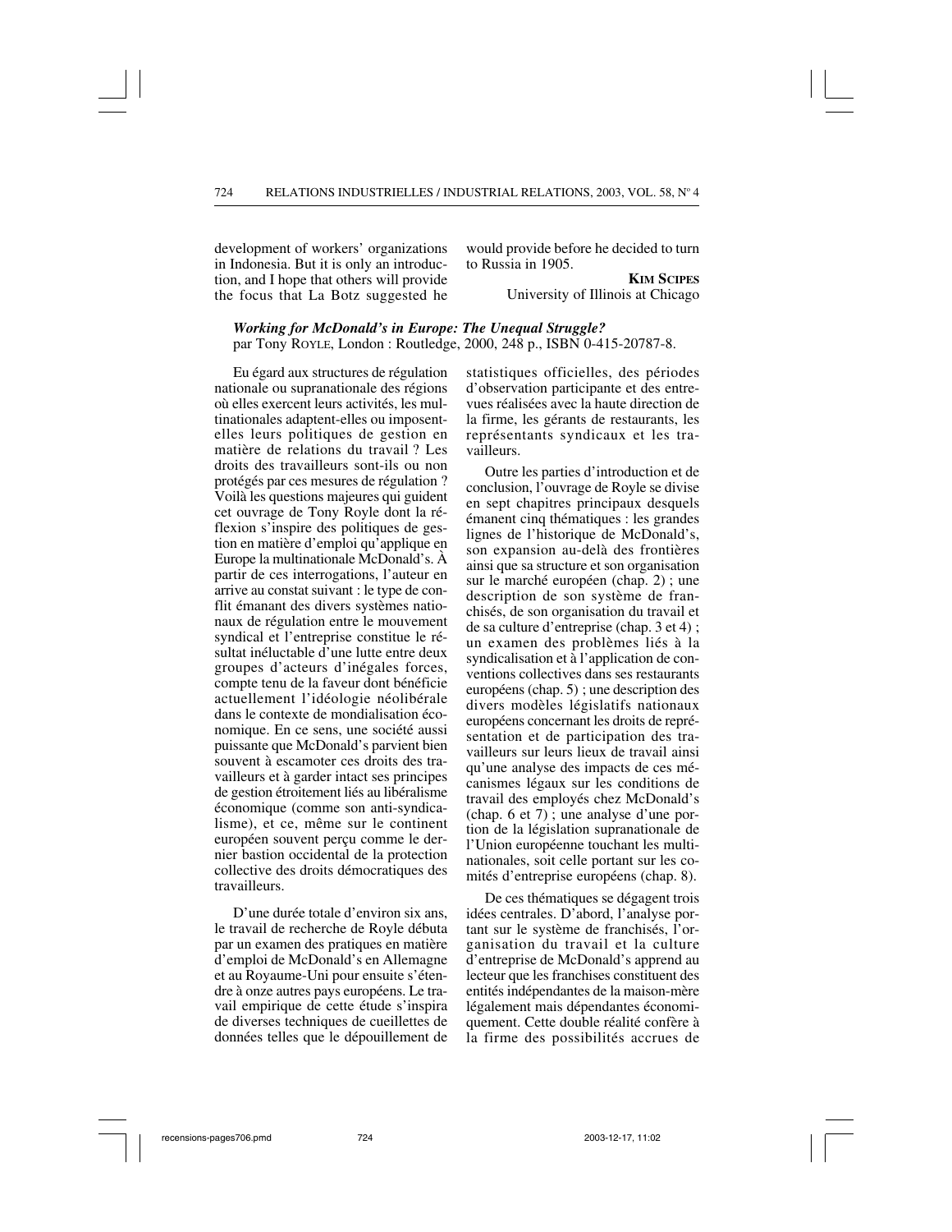development of workers' organizations in Indonesia. But it is only an introduction, and I hope that others will provide the focus that La Botz suggested he would provide before he decided to turn to Russia in 1905.

**KIM SCIPES**
University of Illinois at Chicago

***Working for McDonald's in Europe: The Unequal Struggle?***
par Tony ROYLE, London : Routledge, 2000, 248 p., ISBN 0-415-20787-8.

Eu égard aux structures de régulation nationale ou supranationale des régions où elles exercent leurs activités, les multinationales adaptent-elles ou imposent-elles leurs politiques de gestion en matière de relations du travail ? Les droits des travailleurs sont-ils ou non protégés par ces mesures de régulation ? Voilà les questions majeures qui guident cet ouvrage de Tony Royle dont la réflexion s'inspire des politiques de gestion en matière d'emploi qu'applique en Europe la multinationale McDonald's. À partir de ces interrogations, l'auteur en arrive au constat suivant : le type de conflit émanant des divers systèmes nationaux de régulation entre le mouvement syndical et l'entreprise constitue le résultat inéluctable d'une lutte entre deux groupes d'acteurs d'inégales forces, compte tenu de la faveur dont bénéficie actuellement l'idéologie néolibérale dans le contexte de mondialisation économique. En ce sens, une société aussi puissante que McDonald's parvient bien souvent à escamoter ces droits des travailleurs et à garder intact ses principes de gestion étroitement liés au libéralisme économique (comme son anti-syndicalisme), et ce, même sur le continent européen souvent perçu comme le dernier bastion occidental de la protection collective des droits démocratiques des travailleurs.

D'une durée totale d'environ six ans, le travail de recherche de Royle débuta par un examen des pratiques en matière d'emploi de McDonald's en Allemagne et au Royaume-Uni pour ensuite s'étendre à onze autres pays européens. Le travail empirique de cette étude s'inspira de diverses techniques de cueillettes de données telles que le dépouillement de statistiques officielles, des périodes d'observation participante et des entrevues réalisées avec la haute direction de la firme, les gérants de restaurants, les représentants syndicaux et les travailleurs.

Outre les parties d'introduction et de conclusion, l'ouvrage de Royle se divise en sept chapitres principaux desquels émanent cinq thématiques : les grandes lignes de l'historique de McDonald's, son expansion au-delà des frontières ainsi que sa structure et son organisation sur le marché européen (chap. 2) ; une description de son système de franchisés, de son organisation du travail et de sa culture d'entreprise (chap. 3 et 4) ; un examen des problèmes liés à la syndicalisation et à l'application de conventions collectives dans ses restaurants européens (chap. 5) ; une description des divers modèles législatifs nationaux européens concernant les droits de représentation et de participation des travailleurs sur leurs lieux de travail ainsi qu'une analyse des impacts de ces mécanismes légaux sur les conditions de travail des employés chez McDonald's (chap. 6 et 7) ; une analyse d'une portion de la législation supranationale de l'Union européenne touchant les multinationales, soit celle portant sur les comités d'entreprise européens (chap. 8).

De ces thématiques se dégagent trois idées centrales. D'abord, l'analyse portant sur le système de franchisés, l'organisation du travail et la culture d'entreprise de McDonald's apprend au lecteur que les franchises constituent des entités indépendantes de la maison-mère légalement mais dépendantes économiquement. Cette double réalité confère à la firme des possibilités accrues de